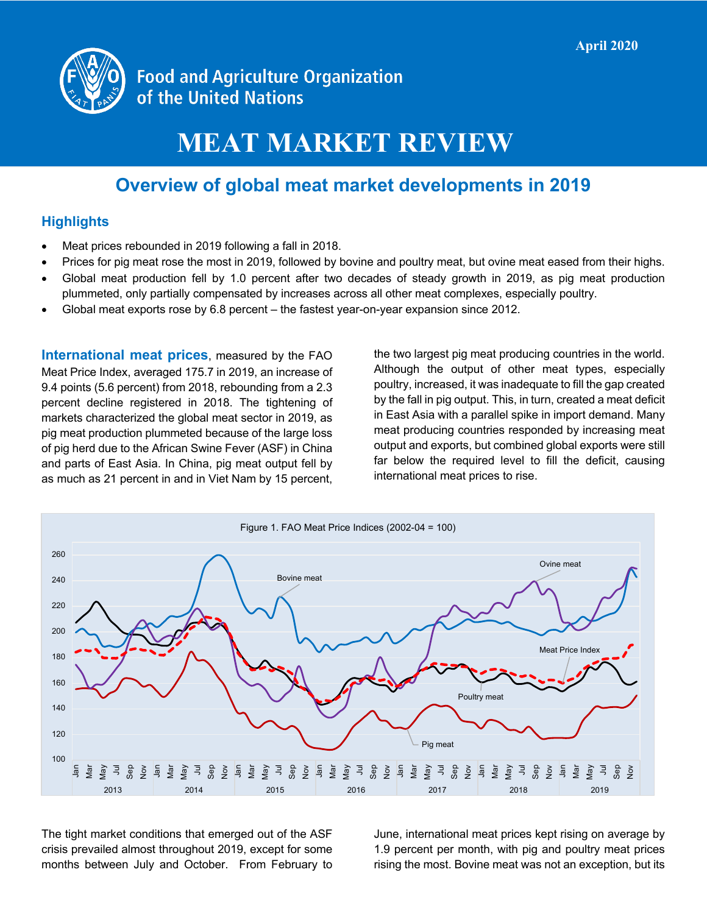April 2020

Food and Agriculture Organization of the United Nations

# MEAT MARKET REVIEW

## Overview of global meat market developments in 2019

### Highlights

- Meat prices rebounded in 2019 following a fall in 2018.
- Prices for pig meat rose the most in 2019, followed by bovine and poultry meat, but ovine meat eased from their highs.
- Global meat production fell by 1.0 percent after two decades of steady growth in 2019, as pig meat production plummeted, only partially compensated by increases across all other meat complexes, especially poultry.
- Global meat exports rose by 6.8 percent – the fastest year-on-year expansion since 2012.

**International meat prices**, measured by the FAO Meat Price Index, averaged 175.7 in 2019, an increase of 9.4 points (5.6 percent) from 2018, rebounding from a 2.3 percent decline registered in 2018. The tightening of markets characterized the global meat sector in 2019, as pig meat production plummeted because of the large loss of pig herd due to the African Swine Fever (ASF) in China and parts of East Asia. In China, pig meat output fell by as much as 21 percent in and in Viet Nam by 15 percent, the two largest pig meat producing countries in the world. Although the output of other meat types, especially poultry, increased, it was inadequate to fill the gap created by the fall in pig output. This, in turn, created a meat deficit in East Asia with a parallel spike in import demand. Many meat producing countries responded by increasing meat output and exports, but combined global exports were still far below the required level to fill the deficit, causing international meat prices to rise.

Figure 1. FAO Meat Price Indices (2002-04 = 100)

The tight market conditions that emerged out of the ASF crisis prevailed almost throughout 2019, except for some months between July and October. From February to June, international meat prices kept rising on average by 1.9 percent per month, with pig and poultry meat prices rising the most. Bovine meat was not an exception, but its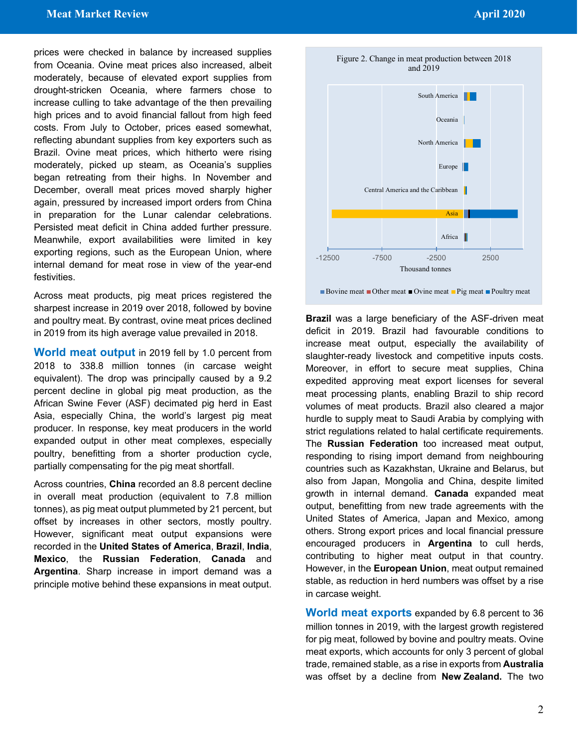prices were checked in balance by increased supplies from Oceania. Ovine meat prices also increased, albeit moderately, because of elevated export supplies from drought-stricken Oceania, where farmers chose to increase culling to take advantage of the then prevailing high prices and to avoid financial fallout from high feed costs. From July to October, prices eased somewhat, reflecting abundant supplies from key exporters such as Brazil. Ovine meat prices, which hitherto were rising moderately, picked up steam, as Oceania's supplies began retreating from their highs. In November and December, overall meat prices moved sharply higher again, pressured by increased import orders from China in preparation for the Lunar calendar celebrations. Persisted meat deficit in China added further pressure. Meanwhile, export availabilities were limited in key exporting regions, such as the European Union, where internal demand for meat rose in view of the year-end festivities.

Across meat products, pig meat prices registered the sharpest increase in 2019 over 2018, followed by bovine and poultry meat. By contrast, ovine meat prices declined in 2019 from its high average value prevailed in 2018.

**World meat output** in 2019 fell by 1.0 percent from 2018 to 338.8 million tonnes (in carcase weight equivalent). The drop was principally caused by a 9.2 percent decline in global pig meat production, as the African Swine Fever (ASF) decimated pig herd in East Asia, especially China, the world's largest pig meat producer. In response, key meat producers in the world expanded output in other meat complexes, especially poultry, benefitting from a shorter production cycle, partially compensating for the pig meat shortfall.

Across countries, **China** recorded an 8.8 percent decline in overall meat production (equivalent to 7.8 million tonnes), as pig meat output plummeted by 21 percent, but offset by increases in other sectors, mostly poultry. However, significant meat output expansions were recorded in the **United States of America**, **Brazil**, **India**, **Mexico**, the **Russian Federation**, **Canada** and **Argentina**. Sharp increase in import demand was a principle motive behind these expansions in meat output.

Figure 2. Change in meat production between 2018 and 2019

**Brazil** was a large beneficiary of the ASF-driven meat deficit in 2019. Brazil had favourable conditions to increase meat output, especially the availability of slaughter-ready livestock and competitive inputs costs. Moreover, in effort to secure meat supplies, China expedited approving meat export licenses for several meat processing plants, enabling Brazil to ship record volumes of meat products. Brazil also cleared a major hurdle to supply meat to Saudi Arabia by complying with strict regulations related to halal certificate requirements. The **Russian Federation** too increased meat output, responding to rising import demand from neighbouring countries such as Kazakhstan, Ukraine and Belarus, but also from Japan, Mongolia and China, despite limited growth in internal demand. **Canada** expanded meat output, benefitting from new trade agreements with the United States of America, Japan and Mexico, among others. Strong export prices and local financial pressure encouraged producers in **Argentina** to cull herds, contributing to higher meat output in that country. However, in the **European Union**, meat output remained stable, as reduction in herd numbers was offset by a rise in carcase weight.

**World meat exports** expanded by 6.8 percent to 36 million tonnes in 2019, with the largest growth registered for pig meat, followed by bovine and poultry meats. Ovine meat exports, which accounts for only 3 percent of global trade, remained stable, as a rise in exports from **Australia** was offset by a decline from **New Zealand.** The two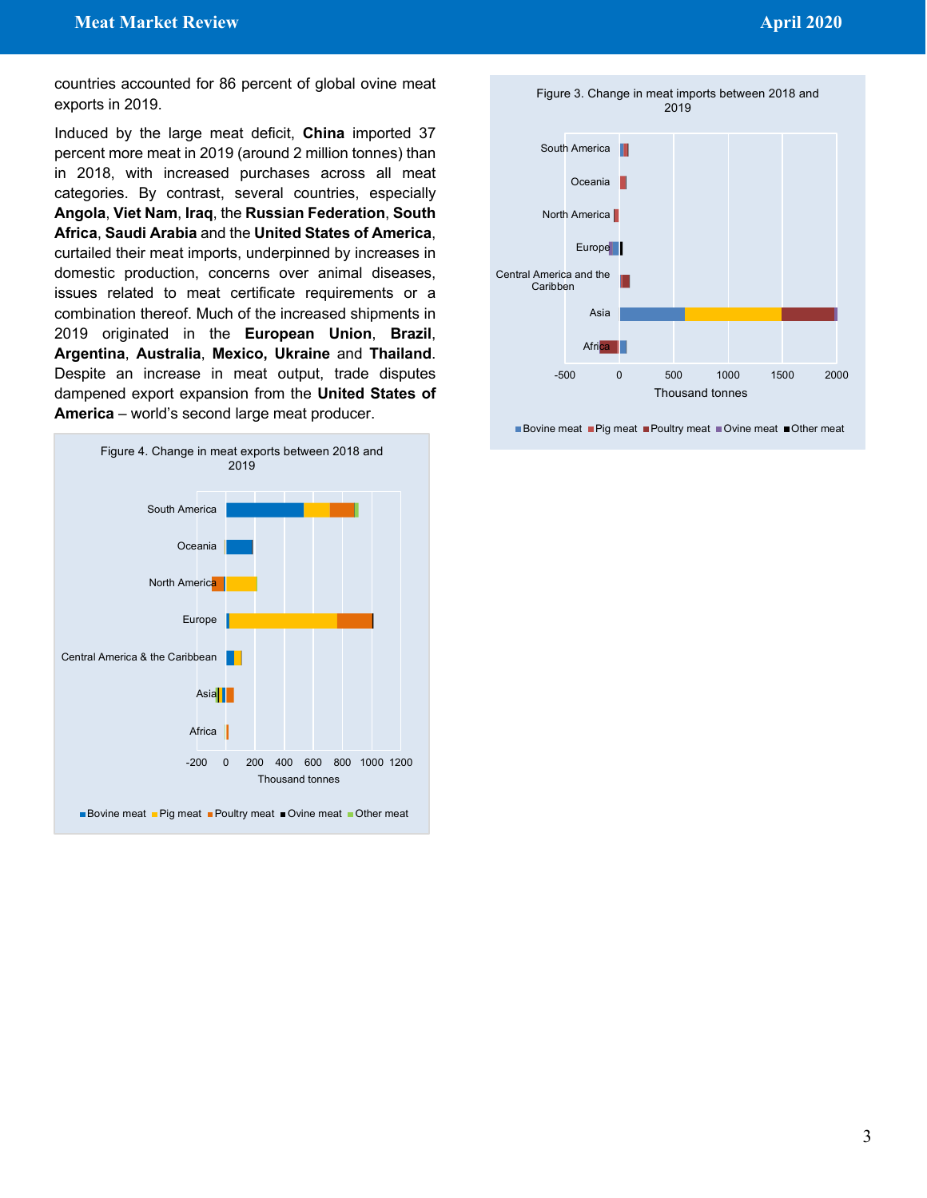countries accounted for 86 percent of global ovine meat exports in 2019.

Induced by the large meat deficit, **China** imported 37 percent more meat in 2019 (around 2 million tonnes) than in 2018, with increased purchases across all meat categories. By contrast, several countries, especially **Angola**, **Viet Nam**, **Iraq**, the **Russian Federation**, **South Africa**, **Saudi Arabia** and the **United States of America**, curtailed their meat imports, underpinned by increases in domestic production, concerns over animal diseases, issues related to meat certificate requirements or a combination thereof. Much of the increased shipments in 2019 originated in the **European Union**, **Brazil**, **Argentina**, **Australia**, **Mexico, Ukraine** and **Thailand**. Despite an increase in meat output, trade disputes dampened export expansion from the **United States of America** – world's second large meat producer.

Figure 4. Change in meat exports between 2018 and 2019

Figure 3. Change in meat imports between 2018 and 2019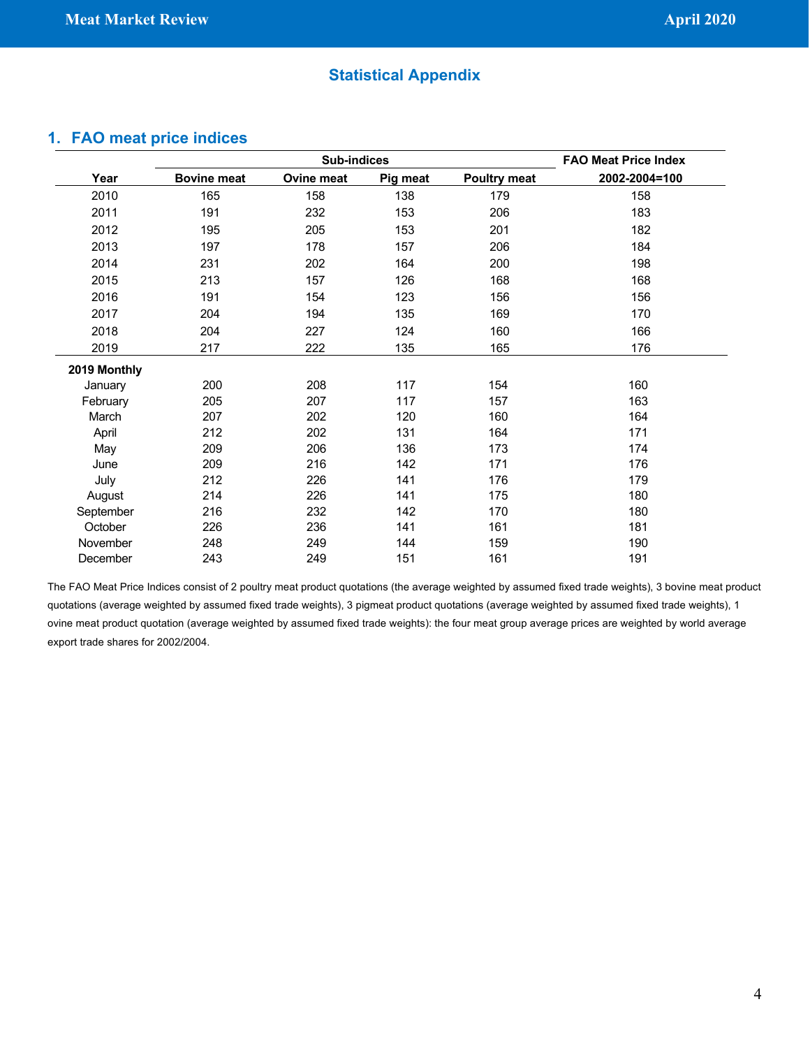## Statistical Appendix

### 1. FAO meat price indices

| | Sub-indices | | | | FAO Meat Price Index |
|---|---|---|---|---|---|
| Year | Bovine meat | Ovine meat | Pig meat | Poultry meat | 2002-2004=100 |
| 2010 | 165 | 158 | 138 | 179 | 158 |
| 2011 | 191 | 232 | 153 | 206 | 183 |
| 2012 | 195 | 205 | 153 | 201 | 182 |
| 2013 | 197 | 178 | 157 | 206 | 184 |
| 2014 | 231 | 202 | 164 | 200 | 198 |
| 2015 | 213 | 157 | 126 | 168 | 168 |
| 2016 | 191 | 154 | 123 | 156 | 156 |
| 2017 | 204 | 194 | 135 | 169 | 170 |
| 2018 | 204 | 227 | 124 | 160 | 166 |
| 2019 | 217 | 222 | 135 | 165 | 176 |
| **2019 Monthly** | | | | | |
| January | 200 | 208 | 117 | 154 | 160 |
| February | 205 | 207 | 117 | 157 | 163 |
| March | 207 | 202 | 120 | 160 | 164 |
| April | 212 | 202 | 131 | 164 | 171 |
| May | 209 | 206 | 136 | 173 | 174 |
| June | 209 | 216 | 142 | 171 | 176 |
| July | 212 | 226 | 141 | 176 | 179 |
| August | 214 | 226 | 141 | 175 | 180 |
| September | 216 | 232 | 142 | 170 | 180 |
| October | 226 | 236 | 141 | 161 | 181 |
| November | 248 | 249 | 144 | 159 | 190 |
| December | 243 | 249 | 151 | 161 | 191 |

The FAO Meat Price Indices consist of 2 poultry meat product quotations (the average weighted by assumed fixed trade weights), 3 bovine meat product quotations (average weighted by assumed fixed trade weights), 3 pigmeat product quotations (average weighted by assumed fixed trade weights), 1 ovine meat product quotation (average weighted by assumed fixed trade weights): the four meat group average prices are weighted by world average export trade shares for 2002/2004.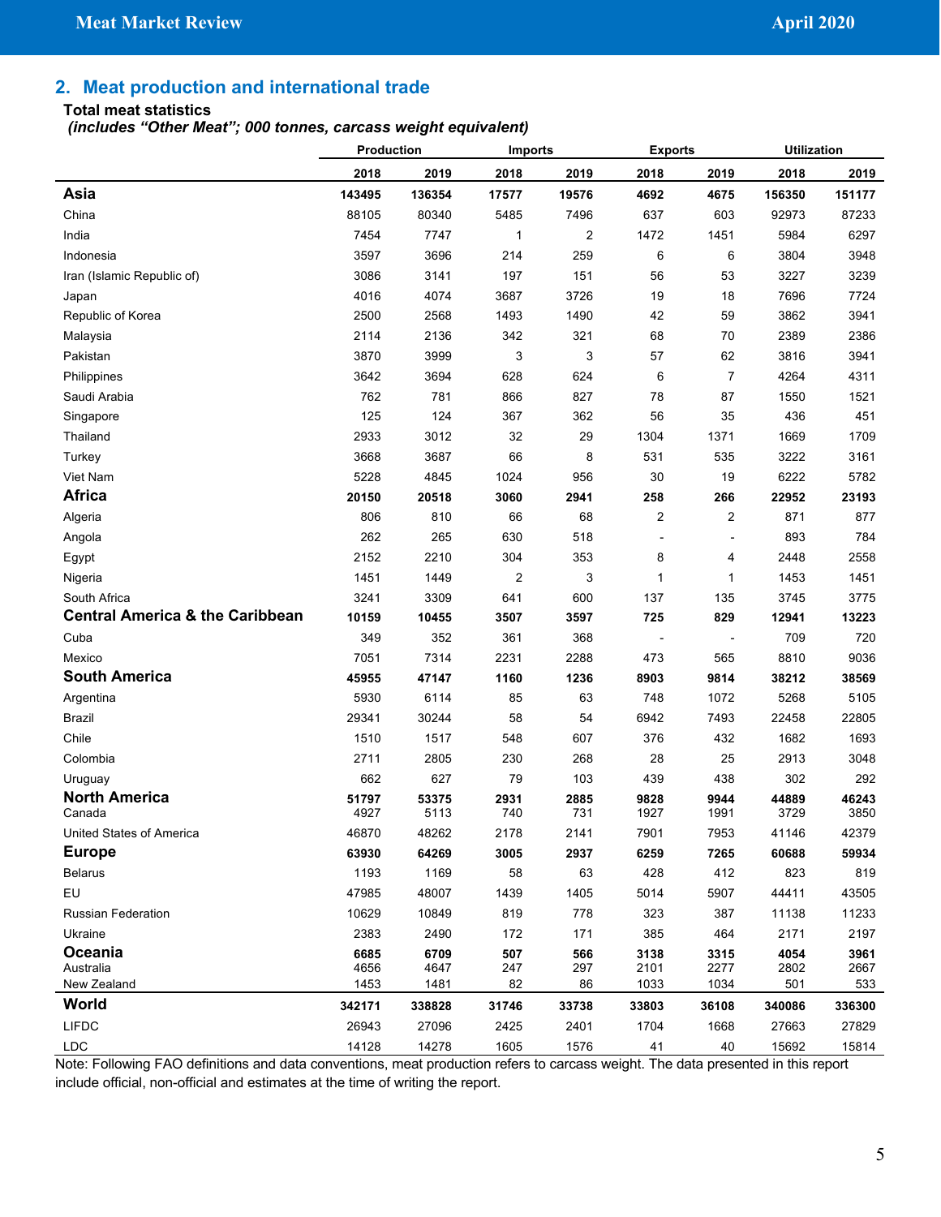## 2. Meat production and international trade

**Total meat statistics**
*(includes "Other Meat"; 000 tonnes, carcass weight equivalent)*

| | Production | | Imports | | Exports | | Utilization | |
|---|---|---|---|---|---|---|---|---|
| | **2018** | **2019** | **2018** | **2019** | **2018** | **2019** | **2018** | **2019** |
| **Asia** | **143495** | **136354** | **17577** | **19576** | **4692** | **4675** | **156350** | **151177** |
| China | 88105 | 80340 | 5485 | 7496 | 637 | 603 | 92973 | 87233 |
| India | 7454 | 7747 | 1 | 2 | 1472 | 1451 | 5984 | 6297 |
| Indonesia | 3597 | 3696 | 214 | 259 | 6 | 6 | 3804 | 3948 |
| Iran (Islamic Republic of) | 3086 | 3141 | 197 | 151 | 56 | 53 | 3227 | 3239 |
| Japan | 4016 | 4074 | 3687 | 3726 | 19 | 18 | 7696 | 7724 |
| Republic of Korea | 2500 | 2568 | 1493 | 1490 | 42 | 59 | 3862 | 3941 |
| Malaysia | 2114 | 2136 | 342 | 321 | 68 | 70 | 2389 | 2386 |
| Pakistan | 3870 | 3999 | 3 | 3 | 57 | 62 | 3816 | 3941 |
| Philippines | 3642 | 3694 | 628 | 624 | 6 | 7 | 4264 | 4311 |
| Saudi Arabia | 762 | 781 | 866 | 827 | 78 | 87 | 1550 | 1521 |
| Singapore | 125 | 124 | 367 | 362 | 56 | 35 | 436 | 451 |
| Thailand | 2933 | 3012 | 32 | 29 | 1304 | 1371 | 1669 | 1709 |
| Turkey | 3668 | 3687 | 66 | 8 | 531 | 535 | 3222 | 3161 |
| Viet Nam | 5228 | 4845 | 1024 | 956 | 30 | 19 | 6222 | 5782 |
| **Africa** | **20150** | **20518** | **3060** | **2941** | **258** | **266** | **22952** | **23193** |
| Algeria | 806 | 810 | 66 | 68 | 2 | 2 | 871 | 877 |
| Angola | 262 | 265 | 630 | 518 | - | - | 893 | 784 |
| Egypt | 2152 | 2210 | 304 | 353 | 8 | 4 | 2448 | 2558 |
| Nigeria | 1451 | 1449 | 2 | 3 | 1 | 1 | 1453 | 1451 |
| South Africa | 3241 | 3309 | 641 | 600 | 137 | 135 | 3745 | 3775 |
| **Central America & the Caribbean** | **10159** | **10455** | **3507** | **3597** | **725** | **829** | **12941** | **13223** |
| Cuba | 349 | 352 | 361 | 368 | - | - | 709 | 720 |
| Mexico | 7051 | 7314 | 2231 | 2288 | 473 | 565 | 8810 | 9036 |
| **South America** | **45955** | **47147** | **1160** | **1236** | **8903** | **9814** | **38212** | **38569** |
| Argentina | 5930 | 6114 | 85 | 63 | 748 | 1072 | 5268 | 5105 |
| Brazil | 29341 | 30244 | 58 | 54 | 6942 | 7493 | 22458 | 22805 |
| Chile | 1510 | 1517 | 548 | 607 | 376 | 432 | 1682 | 1693 |
| Colombia | 2711 | 2805 | 230 | 268 | 28 | 25 | 2913 | 3048 |
| Uruguay | 662 | 627 | 79 | 103 | 439 | 438 | 302 | 292 |
| **North America** | **51797** | **53375** | **2931** | **2885** | **9828** | **9944** | **44889** | **46243** |
| Canada | 4927 | 5113 | 740 | 731 | 1927 | 1991 | 3729 | 3850 |
| United States of America | 46870 | 48262 | 2178 | 2141 | 7901 | 7953 | 41146 | 42379 |
| **Europe** | **63930** | **64269** | **3005** | **2937** | **6259** | **7265** | **60688** | **59934** |
| Belarus | 1193 | 1169 | 58 | 63 | 428 | 412 | 823 | 819 |
| EU | 47985 | 48007 | 1439 | 1405 | 5014 | 5907 | 44411 | 43505 |
| Russian Federation | 10629 | 10849 | 819 | 778 | 323 | 387 | 11138 | 11233 |
| Ukraine | 2383 | 2490 | 172 | 171 | 385 | 464 | 2171 | 2197 |
| **Oceania** | **6685** | **6709** | **507** | **566** | **3138** | **3315** | **4054** | **3961** |
| Australia | 4656 | 4647 | 247 | 297 | 2101 | 2277 | 2802 | 2667 |
| New Zealand | 1453 | 1481 | 82 | 86 | 1033 | 1034 | 501 | 533 |
| **World** | **342171** | **338828** | **31746** | **33738** | **33803** | **36108** | **340086** | **336300** |
| LIFDC | 26943 | 27096 | 2425 | 2401 | 1704 | 1668 | 27663 | 27829 |
| LDC | 14128 | 14278 | 1605 | 1576 | 41 | 40 | 15692 | 15814 |

Note: Following FAO definitions and data conventions, meat production refers to carcass weight. The data presented in this report include official, non-official and estimates at the time of writing the report.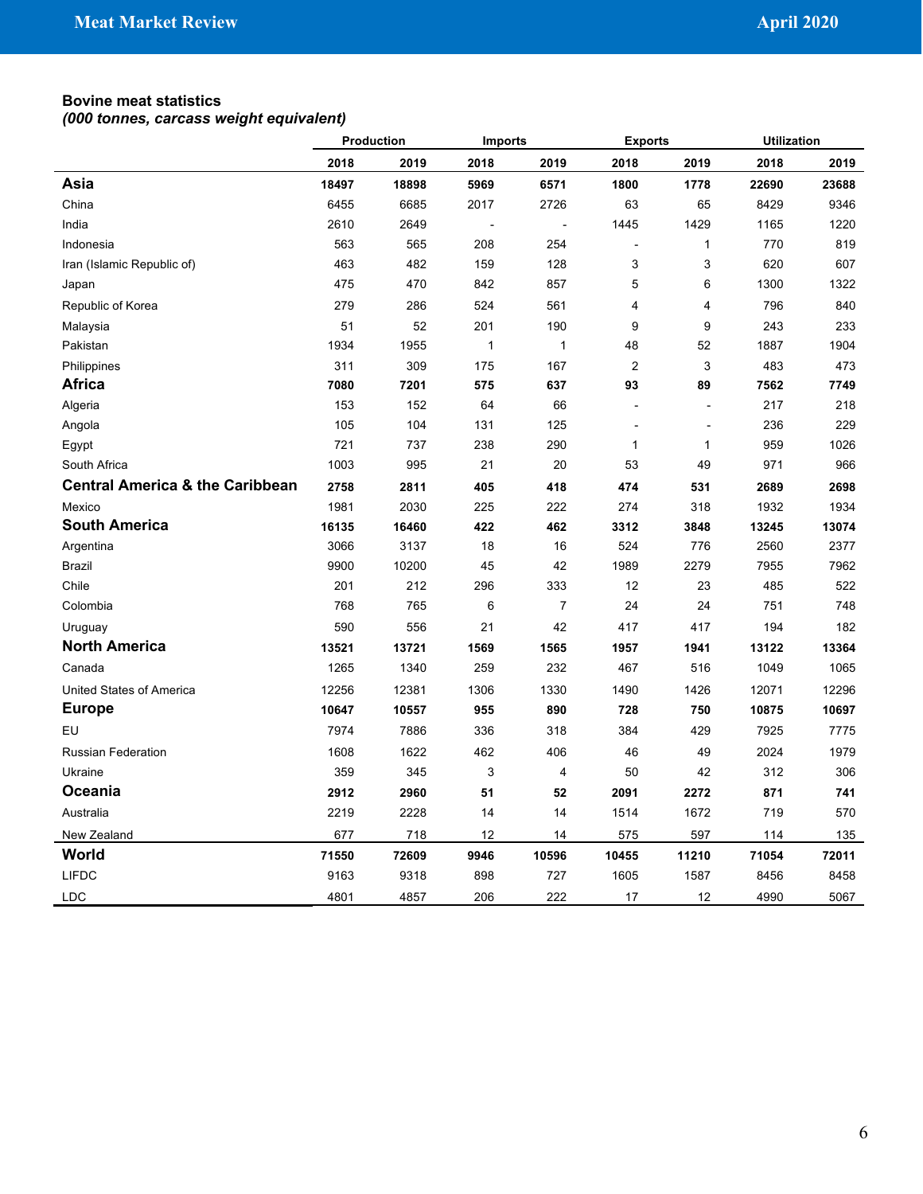### Bovine meat statistics
*(000 tonnes, carcass weight equivalent)*

| | Production | | Imports | | Exports | | Utilization | |
|---|---|---|---|---|---|---|---|---|
| | **2018** | **2019** | **2018** | **2019** | **2018** | **2019** | **2018** | **2019** |
| **Asia** | **18497** | **18898** | **5969** | **6571** | **1800** | **1778** | **22690** | **23688** |
| China | 6455 | 6685 | 2017 | 2726 | 63 | 65 | 8429 | 9346 |
| India | 2610 | 2649 | - | - | 1445 | 1429 | 1165 | 1220 |
| Indonesia | 563 | 565 | 208 | 254 | - | 1 | 770 | 819 |
| Iran (Islamic Republic of) | 463 | 482 | 159 | 128 | 3 | 3 | 620 | 607 |
| Japan | 475 | 470 | 842 | 857 | 5 | 6 | 1300 | 1322 |
| Republic of Korea | 279 | 286 | 524 | 561 | 4 | 4 | 796 | 840 |
| Malaysia | 51 | 52 | 201 | 190 | 9 | 9 | 243 | 233 |
| Pakistan | 1934 | 1955 | 1 | 1 | 48 | 52 | 1887 | 1904 |
| Philippines | 311 | 309 | 175 | 167 | 2 | 3 | 483 | 473 |
| **Africa** | **7080** | **7201** | **575** | **637** | **93** | **89** | **7562** | **7749** |
| Algeria | 153 | 152 | 64 | 66 | - | - | 217 | 218 |
| Angola | 105 | 104 | 131 | 125 | - | - | 236 | 229 |
| Egypt | 721 | 737 | 238 | 290 | 1 | 1 | 959 | 1026 |
| South Africa | 1003 | 995 | 21 | 20 | 53 | 49 | 971 | 966 |
| **Central America & the Caribbean** | **2758** | **2811** | **405** | **418** | **474** | **531** | **2689** | **2698** |
| Mexico | 1981 | 2030 | 225 | 222 | 274 | 318 | 1932 | 1934 |
| **South America** | **16135** | **16460** | **422** | **462** | **3312** | **3848** | **13245** | **13074** |
| Argentina | 3066 | 3137 | 18 | 16 | 524 | 776 | 2560 | 2377 |
| Brazil | 9900 | 10200 | 45 | 42 | 1989 | 2279 | 7955 | 7962 |
| Chile | 201 | 212 | 296 | 333 | 12 | 23 | 485 | 522 |
| Colombia | 768 | 765 | 6 | 7 | 24 | 24 | 751 | 748 |
| Uruguay | 590 | 556 | 21 | 42 | 417 | 417 | 194 | 182 |
| **North America** | **13521** | **13721** | **1569** | **1565** | **1957** | **1941** | **13122** | **13364** |
| Canada | 1265 | 1340 | 259 | 232 | 467 | 516 | 1049 | 1065 |
| United States of America | 12256 | 12381 | 1306 | 1330 | 1490 | 1426 | 12071 | 12296 |
| **Europe** | **10647** | **10557** | **955** | **890** | **728** | **750** | **10875** | **10697** |
| EU | 7974 | 7886 | 336 | 318 | 384 | 429 | 7925 | 7775 |
| Russian Federation | 1608 | 1622 | 462 | 406 | 46 | 49 | 2024 | 1979 |
| Ukraine | 359 | 345 | 3 | 4 | 50 | 42 | 312 | 306 |
| **Oceania** | **2912** | **2960** | **51** | **52** | **2091** | **2272** | **871** | **741** |
| Australia | 2219 | 2228 | 14 | 14 | 1514 | 1672 | 719 | 570 |
| New Zealand | 677 | 718 | 12 | 14 | 575 | 597 | 114 | 135 |
| **World** | **71550** | **72609** | **9946** | **10596** | **10455** | **11210** | **71054** | **72011** |
| LIFDC | 9163 | 9318 | 898 | 727 | 1605 | 1587 | 8456 | 8458 |
| LDC | 4801 | 4857 | 206 | 222 | 17 | 12 | 4990 | 5067 |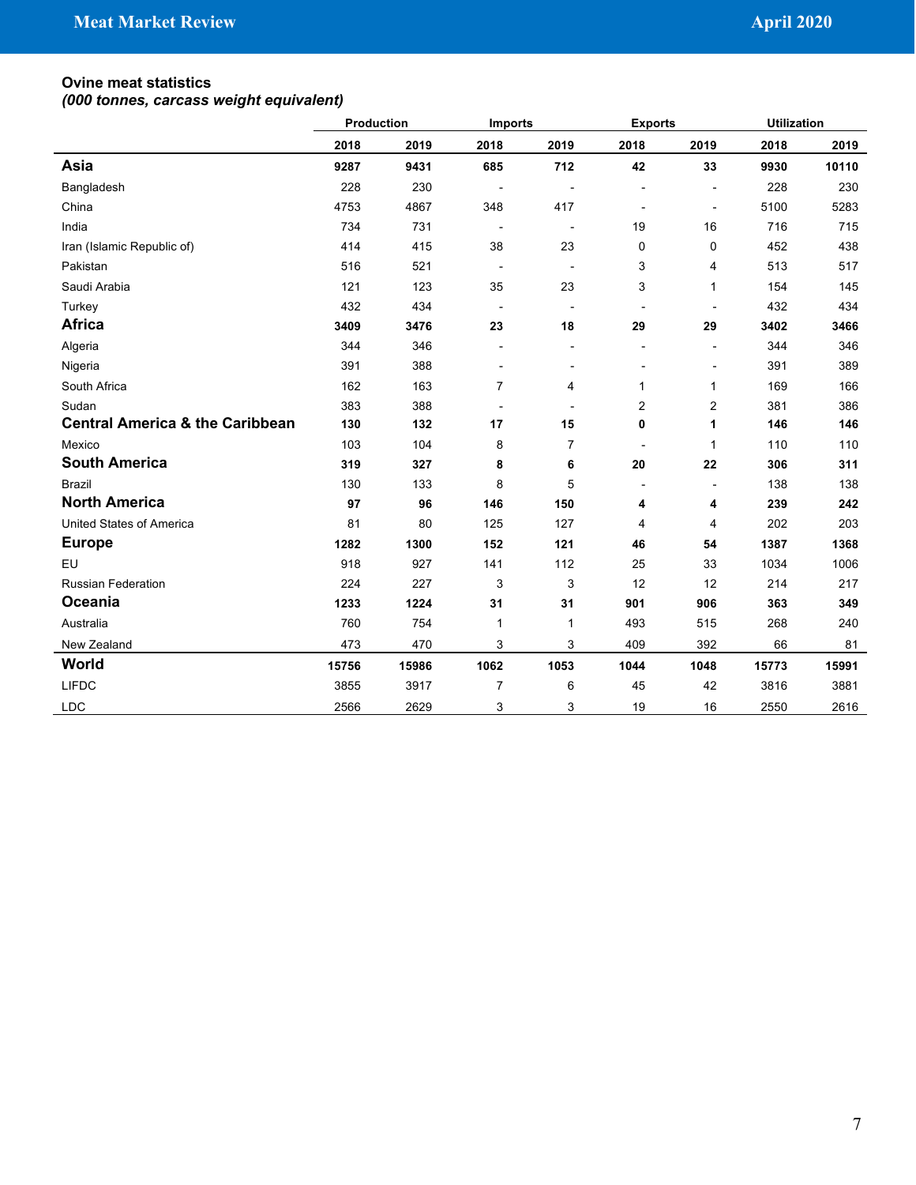**Ovine meat statistics**
***(000 tonnes, carcass weight equivalent)***

| | Production | | Imports | | Exports | | Utilization | |
|---|---|---|---|---|---|---|---|---|
| | **2018** | **2019** | **2018** | **2019** | **2018** | **2019** | **2018** | **2019** |
| **Asia** | **9287** | **9431** | **685** | **712** | **42** | **33** | **9930** | **10110** |
| Bangladesh | 228 | 230 | - | - | - | - | 228 | 230 |
| China | 4753 | 4867 | 348 | 417 | - | - | 5100 | 5283 |
| India | 734 | 731 | - | - | 19 | 16 | 716 | 715 |
| Iran (Islamic Republic of) | 414 | 415 | 38 | 23 | 0 | 0 | 452 | 438 |
| Pakistan | 516 | 521 | - | - | 3 | 4 | 513 | 517 |
| Saudi Arabia | 121 | 123 | 35 | 23 | 3 | 1 | 154 | 145 |
| Turkey | 432 | 434 | - | - | - | - | 432 | 434 |
| **Africa** | **3409** | **3476** | **23** | **18** | **29** | **29** | **3402** | **3466** |
| Algeria | 344 | 346 | - | - | - | - | 344 | 346 |
| Nigeria | 391 | 388 | - | - | - | - | 391 | 389 |
| South Africa | 162 | 163 | 7 | 4 | 1 | 1 | 169 | 166 |
| Sudan | 383 | 388 | - | - | 2 | 2 | 381 | 386 |
| **Central America & the Caribbean** | **130** | **132** | **17** | **15** | **0** | **1** | **146** | **146** |
| Mexico | 103 | 104 | 8 | 7 | - | 1 | 110 | 110 |
| **South America** | **319** | **327** | **8** | **6** | **20** | **22** | **306** | **311** |
| Brazil | 130 | 133 | 8 | 5 | - | - | 138 | 138 |
| **North America** | **97** | **96** | **146** | **150** | **4** | **4** | **239** | **242** |
| United States of America | 81 | 80 | 125 | 127 | 4 | 4 | 202 | 203 |
| **Europe** | **1282** | **1300** | **152** | **121** | **46** | **54** | **1387** | **1368** |
| EU | 918 | 927 | 141 | 112 | 25 | 33 | 1034 | 1006 |
| Russian Federation | 224 | 227 | 3 | 3 | 12 | 12 | 214 | 217 |
| **Oceania** | **1233** | **1224** | **31** | **31** | **901** | **906** | **363** | **349** |
| Australia | 760 | 754 | 1 | 1 | 493 | 515 | 268 | 240 |
| New Zealand | 473 | 470 | 3 | 3 | 409 | 392 | 66 | 81 |
| **World** | **15756** | **15986** | **1062** | **1053** | **1044** | **1048** | **15773** | **15991** |
| LIFDC | 3855 | 3917 | 7 | 6 | 45 | 42 | 3816 | 3881 |
| LDC | 2566 | 2629 | 3 | 3 | 19 | 16 | 2550 | 2616 |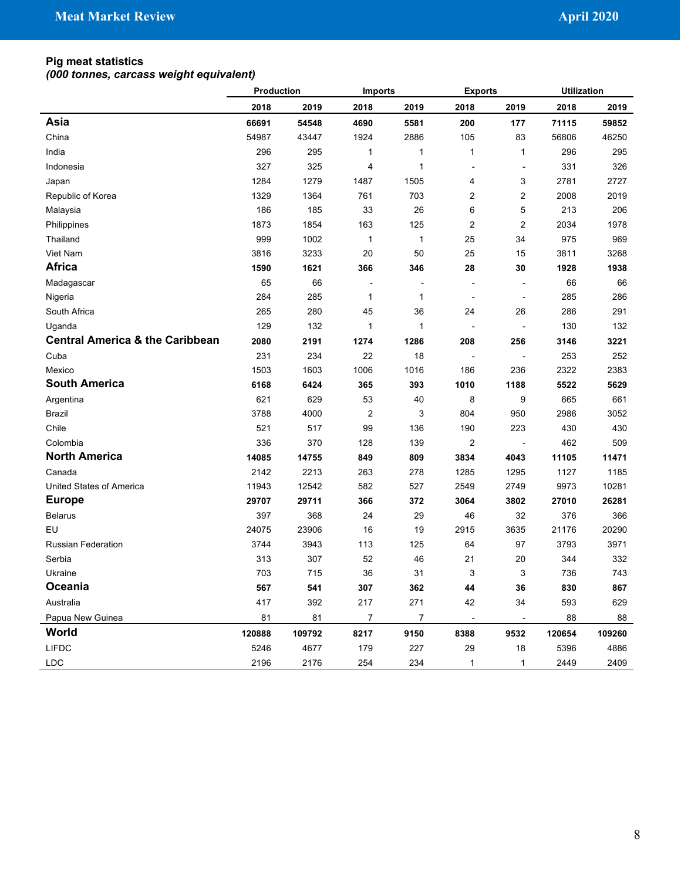**Pig meat statistics**
***(000 tonnes, carcass weight equivalent)***

| | Production | | Imports | | Exports | | Utilization | |
|---|---|---|---|---|---|---|---|---|
| | **2018** | **2019** | **2018** | **2019** | **2018** | **2019** | **2018** | **2019** |
| **Asia** | **66691** | **54548** | **4690** | **5581** | **200** | **177** | **71115** | **59852** |
| China | 54987 | 43447 | 1924 | 2886 | 105 | 83 | 56806 | 46250 |
| India | 296 | 295 | 1 | 1 | 1 | 1 | 296 | 295 |
| Indonesia | 327 | 325 | 4 | 1 | - | - | 331 | 326 |
| Japan | 1284 | 1279 | 1487 | 1505 | 4 | 3 | 2781 | 2727 |
| Republic of Korea | 1329 | 1364 | 761 | 703 | 2 | 2 | 2008 | 2019 |
| Malaysia | 186 | 185 | 33 | 26 | 6 | 5 | 213 | 206 |
| Philippines | 1873 | 1854 | 163 | 125 | 2 | 2 | 2034 | 1978 |
| Thailand | 999 | 1002 | 1 | 1 | 25 | 34 | 975 | 969 |
| Viet Nam | 3816 | 3233 | 20 | 50 | 25 | 15 | 3811 | 3268 |
| **Africa** | **1590** | **1621** | **366** | **346** | **28** | **30** | **1928** | **1938** |
| Madagascar | 65 | 66 | - | - | - | - | 66 | 66 |
| Nigeria | 284 | 285 | 1 | 1 | - | - | 285 | 286 |
| South Africa | 265 | 280 | 45 | 36 | 24 | 26 | 286 | 291 |
| Uganda | 129 | 132 | 1 | 1 | - | - | 130 | 132 |
| **Central America & the Caribbean** | **2080** | **2191** | **1274** | **1286** | **208** | **256** | **3146** | **3221** |
| Cuba | 231 | 234 | 22 | 18 | - | - | 253 | 252 |
| Mexico | 1503 | 1603 | 1006 | 1016 | 186 | 236 | 2322 | 2383 |
| **South America** | **6168** | **6424** | **365** | **393** | **1010** | **1188** | **5522** | **5629** |
| Argentina | 621 | 629 | 53 | 40 | 8 | 9 | 665 | 661 |
| Brazil | 3788 | 4000 | 2 | 3 | 804 | 950 | 2986 | 3052 |
| Chile | 521 | 517 | 99 | 136 | 190 | 223 | 430 | 430 |
| Colombia | 336 | 370 | 128 | 139 | 2 | - | 462 | 509 |
| **North America** | **14085** | **14755** | **849** | **809** | **3834** | **4043** | **11105** | **11471** |
| Canada | 2142 | 2213 | 263 | 278 | 1285 | 1295 | 1127 | 1185 |
| United States of America | 11943 | 12542 | 582 | 527 | 2549 | 2749 | 9973 | 10281 |
| **Europe** | **29707** | **29711** | **366** | **372** | **3064** | **3802** | **27010** | **26281** |
| Belarus | 397 | 368 | 24 | 29 | 46 | 32 | 376 | 366 |
| EU | 24075 | 23906 | 16 | 19 | 2915 | 3635 | 21176 | 20290 |
| Russian Federation | 3744 | 3943 | 113 | 125 | 64 | 97 | 3793 | 3971 |
| Serbia | 313 | 307 | 52 | 46 | 21 | 20 | 344 | 332 |
| Ukraine | 703 | 715 | 36 | 31 | 3 | 3 | 736 | 743 |
| **Oceania** | **567** | **541** | **307** | **362** | **44** | **36** | **830** | **867** |
| Australia | 417 | 392 | 217 | 271 | 42 | 34 | 593 | 629 |
| Papua New Guinea | 81 | 81 | 7 | 7 | - | - | 88 | 88 |
| **World** | **120888** | **109792** | **8217** | **9150** | **8388** | **9532** | **120654** | **109260** |
| LIFDC | 5246 | 4677 | 179 | 227 | 29 | 18 | 5396 | 4886 |
| LDC | 2196 | 2176 | 254 | 234 | 1 | 1 | 2449 | 2409 |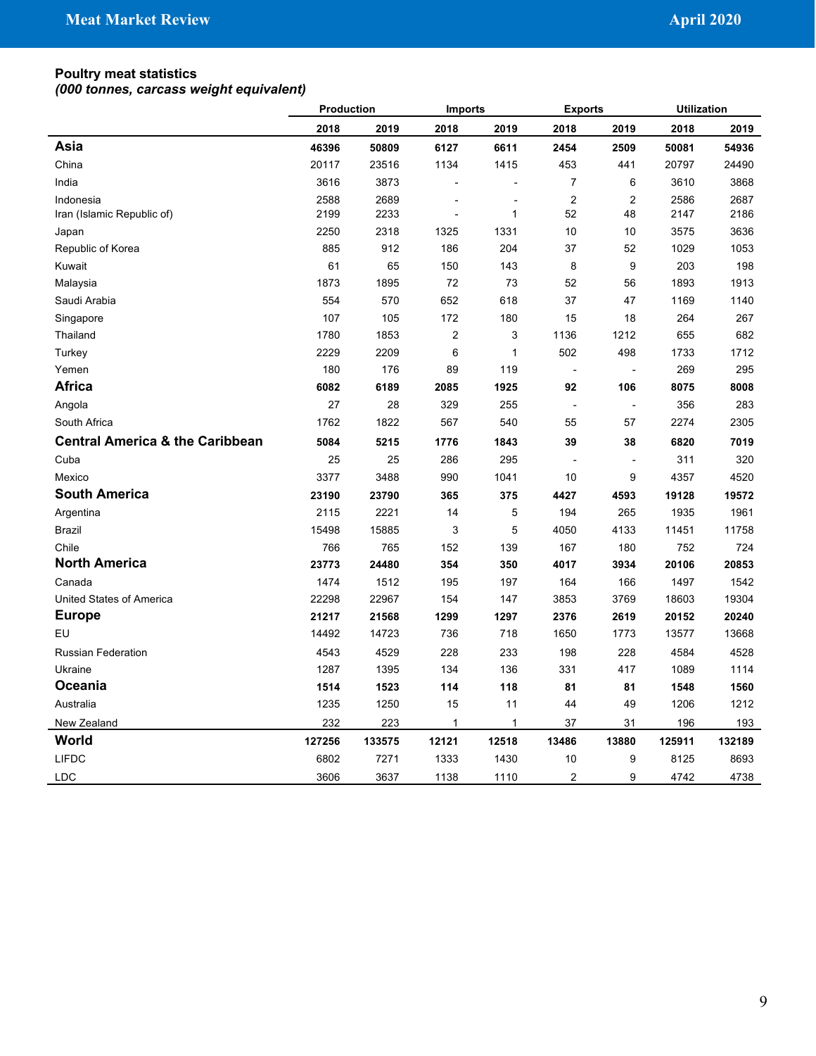### Poultry meat statistics
*(000 tonnes, carcass weight equivalent)*

| | Production | | Imports | | Exports | | Utilization | |
|---|---|---|---|---|---|---|---|---|
| | 2018 | 2019 | 2018 | 2019 | 2018 | 2019 | 2018 | 2019 |
| **Asia** | **46396** | **50809** | **6127** | **6611** | **2454** | **2509** | **50081** | **54936** |
| China | 20117 | 23516 | 1134 | 1415 | 453 | 441 | 20797 | 24490 |
| India | 3616 | 3873 | - | - | 7 | 6 | 3610 | 3868 |
| Indonesia | 2588 | 2689 | - | - | 2 | 2 | 2586 | 2687 |
| Iran (Islamic Republic of) | 2199 | 2233 | - | 1 | 52 | 48 | 2147 | 2186 |
| Japan | 2250 | 2318 | 1325 | 1331 | 10 | 10 | 3575 | 3636 |
| Republic of Korea | 885 | 912 | 186 | 204 | 37 | 52 | 1029 | 1053 |
| Kuwait | 61 | 65 | 150 | 143 | 8 | 9 | 203 | 198 |
| Malaysia | 1873 | 1895 | 72 | 73 | 52 | 56 | 1893 | 1913 |
| Saudi Arabia | 554 | 570 | 652 | 618 | 37 | 47 | 1169 | 1140 |
| Singapore | 107 | 105 | 172 | 180 | 15 | 18 | 264 | 267 |
| Thailand | 1780 | 1853 | 2 | 3 | 1136 | 1212 | 655 | 682 |
| Turkey | 2229 | 2209 | 6 | 1 | 502 | 498 | 1733 | 1712 |
| Yemen | 180 | 176 | 89 | 119 | - | - | 269 | 295 |
| **Africa** | **6082** | **6189** | **2085** | **1925** | **92** | **106** | **8075** | **8008** |
| Angola | 27 | 28 | 329 | 255 | - | - | 356 | 283 |
| South Africa | 1762 | 1822 | 567 | 540 | 55 | 57 | 2274 | 2305 |
| **Central America & the Caribbean** | **5084** | **5215** | **1776** | **1843** | **39** | **38** | **6820** | **7019** |
| Cuba | 25 | 25 | 286 | 295 | - | - | 311 | 320 |
| Mexico | 3377 | 3488 | 990 | 1041 | 10 | 9 | 4357 | 4520 |
| **South America** | **23190** | **23790** | **365** | **375** | **4427** | **4593** | **19128** | **19572** |
| Argentina | 2115 | 2221 | 14 | 5 | 194 | 265 | 1935 | 1961 |
| Brazil | 15498 | 15885 | 3 | 5 | 4050 | 4133 | 11451 | 11758 |
| Chile | 766 | 765 | 152 | 139 | 167 | 180 | 752 | 724 |
| **North America** | **23773** | **24480** | **354** | **350** | **4017** | **3934** | **20106** | **20853** |
| Canada | 1474 | 1512 | 195 | 197 | 164 | 166 | 1497 | 1542 |
| United States of America | 22298 | 22967 | 154 | 147 | 3853 | 3769 | 18603 | 19304 |
| **Europe** | **21217** | **21568** | **1299** | **1297** | **2376** | **2619** | **20152** | **20240** |
| EU | 14492 | 14723 | 736 | 718 | 1650 | 1773 | 13577 | 13668 |
| Russian Federation | 4543 | 4529 | 228 | 233 | 198 | 228 | 4584 | 4528 |
| Ukraine | 1287 | 1395 | 134 | 136 | 331 | 417 | 1089 | 1114 |
| **Oceania** | **1514** | **1523** | **114** | **118** | **81** | **81** | **1548** | **1560** |
| Australia | 1235 | 1250 | 15 | 11 | 44 | 49 | 1206 | 1212 |
| New Zealand | 232 | 223 | 1 | 1 | 37 | 31 | 196 | 193 |
| **World** | **127256** | **133575** | **12121** | **12518** | **13486** | **13880** | **125911** | **132189** |
| LIFDC | 6802 | 7271 | 1333 | 1430 | 10 | 9 | 8125 | 8693 |
| LDC | 3606 | 3637 | 1138 | 1110 | 2 | 9 | 4742 | 4738 |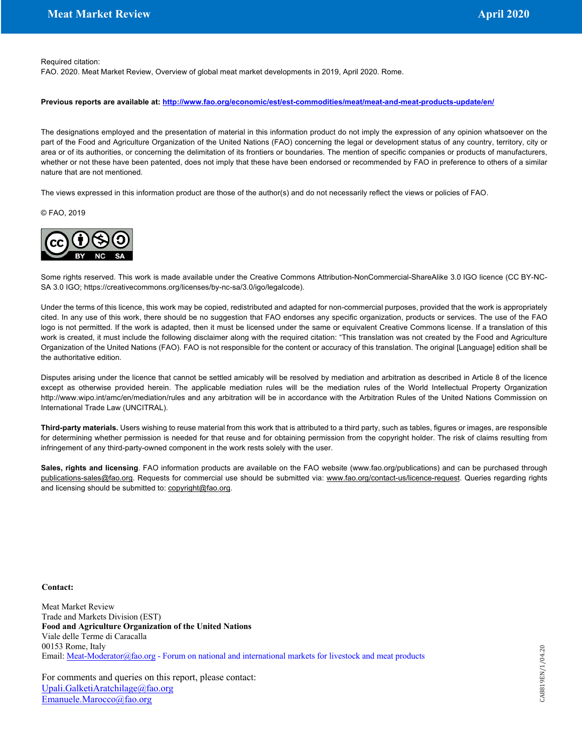Required citation:
FAO. 2020. Meat Market Review, Overview of global meat market developments in 2019, April 2020. Rome.

**Previous reports are available at: http://www.fao.org/economic/est/est-commodities/meat/meat-and-meat-products-update/en/**

The designations employed and the presentation of material in this information product do not imply the expression of any opinion whatsoever on the part of the Food and Agriculture Organization of the United Nations (FAO) concerning the legal or development status of any country, territory, city or area or of its authorities, or concerning the delimitation of its frontiers or boundaries. The mention of specific companies or products of manufacturers, whether or not these have been patented, does not imply that these have been endorsed or recommended by FAO in preference to others of a similar nature that are not mentioned.

The views expressed in this information product are those of the author(s) and do not necessarily reflect the views or policies of FAO.

© FAO, 2019

Some rights reserved. This work is made available under the Creative Commons Attribution-NonCommercial-ShareAlike 3.0 IGO licence (CC BY-NC-SA 3.0 IGO; https://creativecommons.org/licenses/by-nc-sa/3.0/igo/legalcode).

Under the terms of this licence, this work may be copied, redistributed and adapted for non-commercial purposes, provided that the work is appropriately cited. In any use of this work, there should be no suggestion that FAO endorses any specific organization, products or services. The use of the FAO logo is not permitted. If the work is adapted, then it must be licensed under the same or equivalent Creative Commons license. If a translation of this work is created, it must include the following disclaimer along with the required citation: "This translation was not created by the Food and Agriculture Organization of the United Nations (FAO). FAO is not responsible for the content or accuracy of this translation. The original [Language] edition shall be the authoritative edition.

Disputes arising under the licence that cannot be settled amicably will be resolved by mediation and arbitration as described in Article 8 of the licence except as otherwise provided herein. The applicable mediation rules will be the mediation rules of the World Intellectual Property Organization http://www.wipo.int/amc/en/mediation/rules and any arbitration will be in accordance with the Arbitration Rules of the United Nations Commission on International Trade Law (UNCITRAL).

**Third-party materials.** Users wishing to reuse material from this work that is attributed to a third party, such as tables, figures or images, are responsible for determining whether permission is needed for that reuse and for obtaining permission from the copyright holder. The risk of claims resulting from infringement of any third-party-owned component in the work rests solely with the user.

**Sales, rights and licensing**. FAO information products are available on the FAO website (www.fao.org/publications) and can be purchased through publications-sales@fao.org. Requests for commercial use should be submitted via: www.fao.org/contact-us/licence-request. Queries regarding rights and licensing should be submitted to: copyright@fao.org.

**Contact:**

Meat Market Review
Trade and Markets Division (EST)
**Food and Agriculture Organization of the United Nations**
Viale delle Terme di Caracalla
00153 Rome, Italy
Email: Meat-Moderator@fao.org - Forum on national and international markets for livestock and meat products

For comments and queries on this report, please contact:
Upali.GalketiAratchilage@fao.org
Emanuele.Marocco@fao.org

CA8819EN/1/04.20